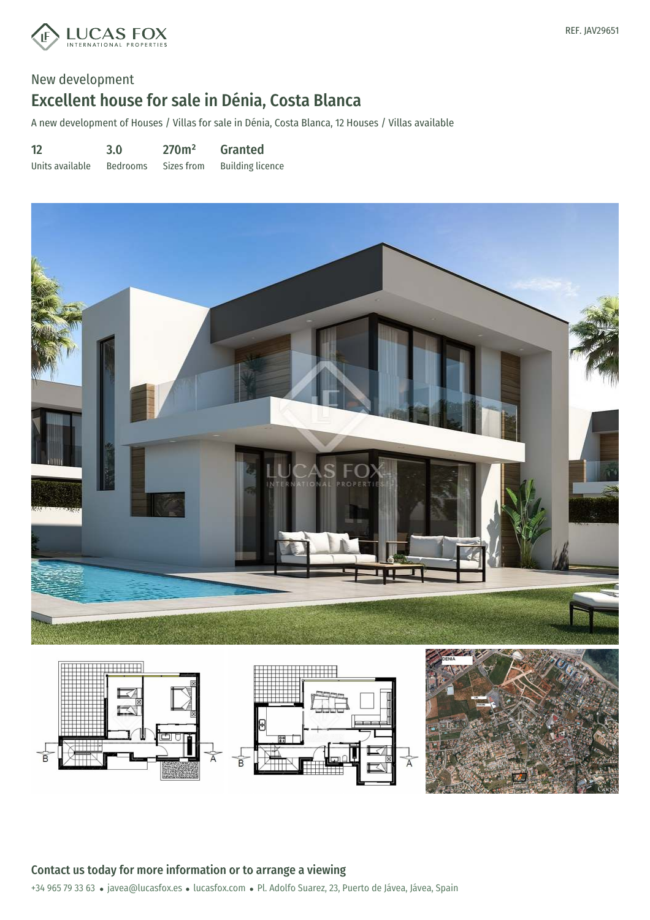REF. JAV29651

New development

# Excellent house for sale in Dénia, Costa Blanca

A new development of Houses / Villas for sale in Dénia, Costa Blanca, 12 Houses / Villas available

| 12 | 3.0 | 270m² | Granted |
|---|---|---|---|
| Units available | Bedrooms | Sizes from | Building licence |

## Contact us today for more information or to arrange a viewing

+34 965 79 33 63 • javea@lucasfox.es • lucasfox.com • Pl. Adolfo Suarez, 23, Puerto de Jávea, Jávea, Spain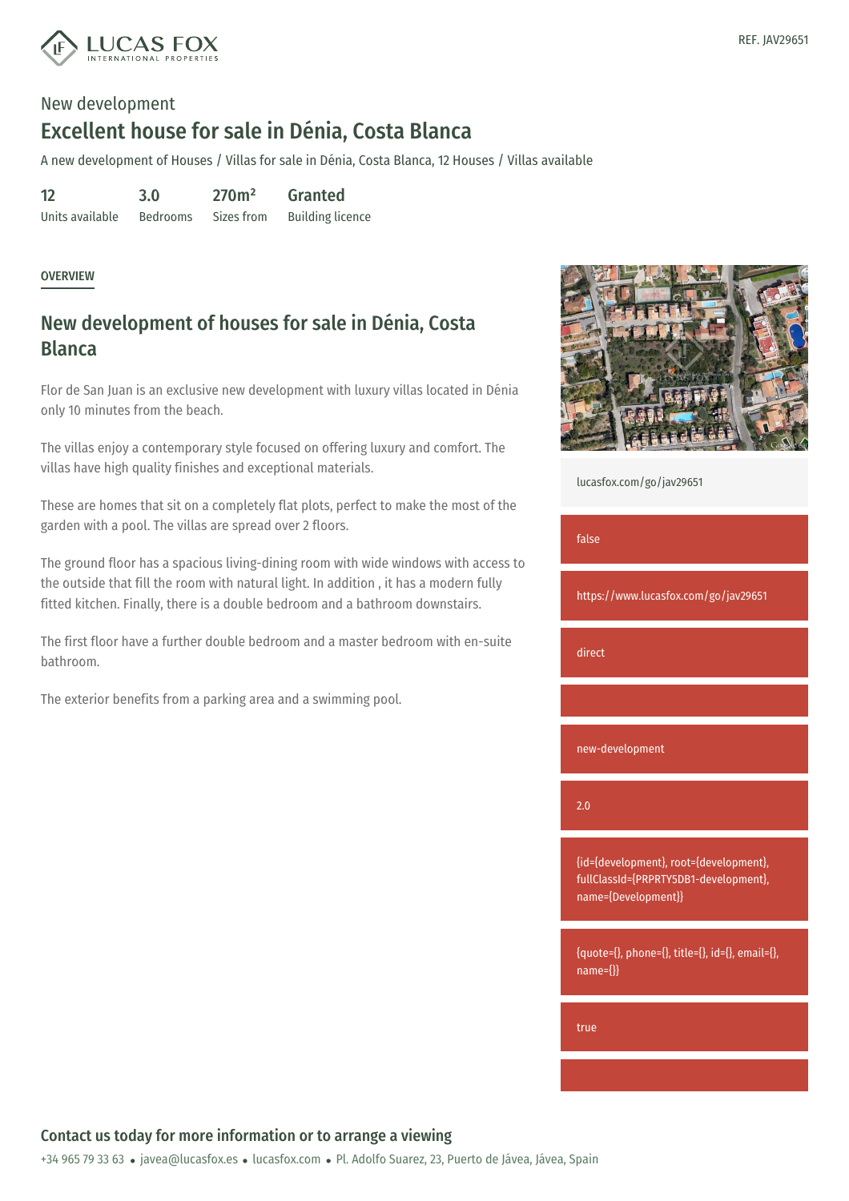REF. JAV29651

New development

# Excellent house for sale in Dénia, Costa Blanca

A new development of Houses / Villas for sale in Dénia, Costa Blanca, 12 Houses / Villas available

| 12 | 3.0 | 270m² | Granted |
| --- | --- | --- | --- |
| Units available | Bedrooms | Sizes from | Building licence |

OVERVIEW

## New development of houses for sale in Dénia, Costa Blanca

Flor de San Juan is an exclusive new development with luxury villas located in Dénia only 10 minutes from the beach.

The villas enjoy a contemporary style focused on offering luxury and comfort. The villas have high quality finishes and exceptional materials.

These are homes that sit on a completely flat plots, perfect to make the most of the garden with a pool. The villas are spread over 2 floors.

The ground floor has a spacious living-dining room with wide windows with access to the outside that fill the room with natural light. In addition , it has a modern fully fitted kitchen. Finally, there is a double bedroom and a bathroom downstairs.

The first floor have a further double bedroom and a master bedroom with en-suite bathroom.

The exterior benefits from a parking area and a swimming pool.

lucasfox.com/go/jav29651

false

https://www.lucasfox.com/go/jav29651

direct

new-development

2.0

{id={development}, root={development}, fullClassId={PRPRTY5DB1-development}, name={Development}}

{quote={}, phone={}, title={}, id={}, email={}, name={}}

true

**Contact us today for more information or to arrange a viewing**

+34 965 79 33 63 • javea@lucasfox.es • lucasfox.com • Pl. Adolfo Suarez, 23, Puerto de Jávea, Jávea, Spain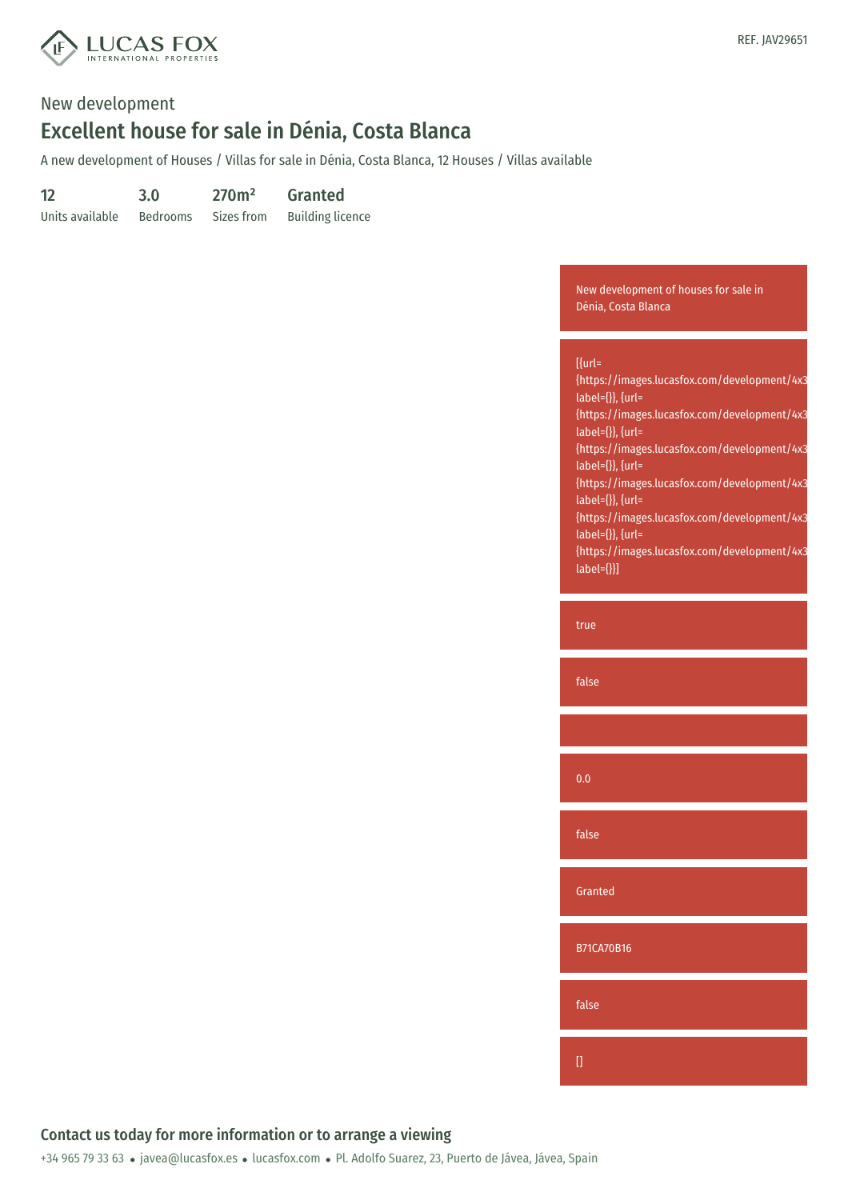New development

# Excellent house for sale in Dénia, Costa Blanca

A new development of Houses / Villas for sale in Dénia, Costa Blanca, 12 Houses / Villas available

| 12 | 3.0 | 270m² | Granted |
| --- | --- | --- | --- |
| Units available | Bedrooms | Sizes from | Building licence |

New development of houses for sale in Dénia, Costa Blanca

[{url={https://images.lucasfox.com/development/4x3 label={}}, {url={https://images.lucasfox.com/development/4x3 label={}}, {url={https://images.lucasfox.com/development/4x3 label={}}, {url={https://images.lucasfox.com/development/4x3 label={}}, {url={https://images.lucasfox.com/development/4x3 label={}}, {url={https://images.lucasfox.com/development/4x3 label={}}]

true

false

0.0

false

Granted

B71CA70B16

false

[]

## Contact us today for more information or to arrange a viewing

+34 965 79 33 63 • javea@lucasfox.es • lucasfox.com • Pl. Adolfo Suarez, 23, Puerto de Jávea, Jávea, Spain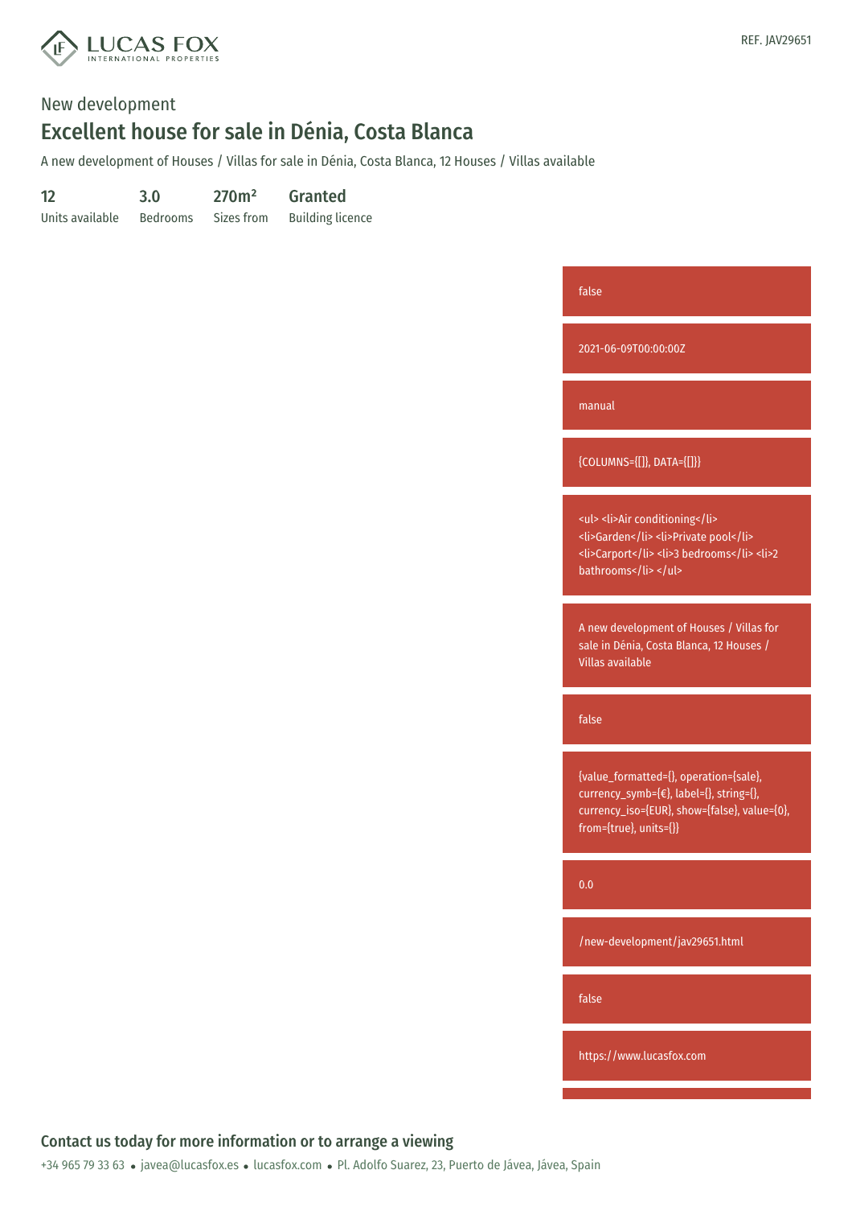## New development

# Excellent house for sale in Dénia, Costa Blanca

A new development of Houses / Villas for sale in Dénia, Costa Blanca, 12 Houses / Villas available

| 12 | 3.0 | 270m² | Granted |
| --- | --- | --- | --- |
| Units available | Bedrooms | Sizes from | Building licence |

false

2021-06-09T00:00:00Z

manual

{COLUMNS={[]}, DATA={[]}}

<ul> <li>Air conditioning</li> <li>Garden</li> <li>Private pool</li> <li>Carport</li> <li>3 bedrooms</li> <li>2 bathrooms</li> </ul>

A new development of Houses / Villas for sale in Dénia, Costa Blanca, 12 Houses / Villas available

false

{value_formatted={}, operation={sale}, currency_symb={€}, label={}, string={}, currency_iso={EUR}, show={false}, value={0}, from={true}, units={}}

0.0

/new-development/jav29651.html

false

https://www.lucasfox.com

## Contact us today for more information or to arrange a viewing

+34 965 79 33 63 • javea@lucasfox.es • lucasfox.com • Pl. Adolfo Suarez, 23, Puerto de Jávea, Jávea, Spain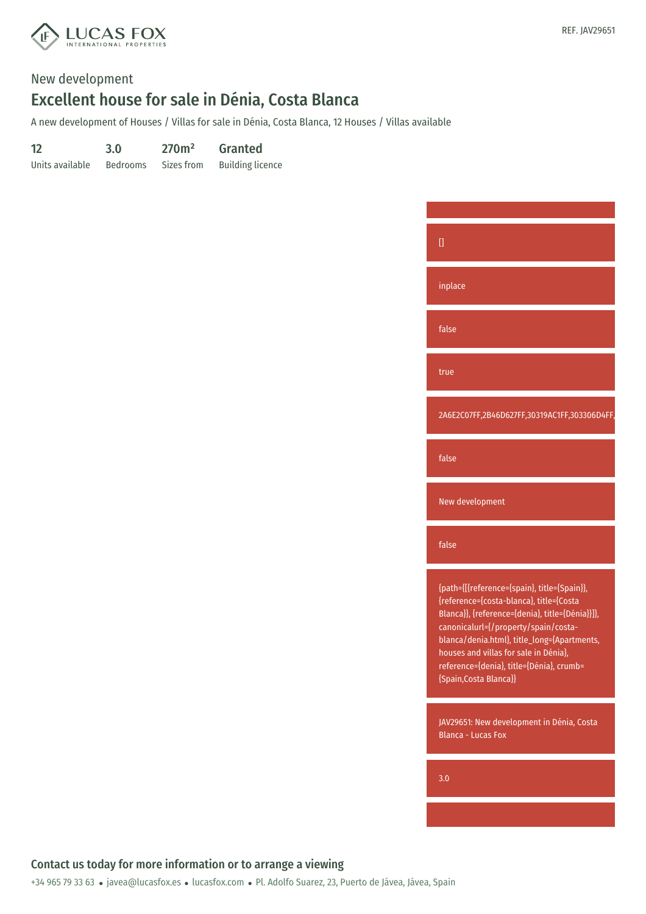## New development

# Excellent house for sale in Dénia, Costa Blanca

A new development of Houses / Villas for sale in Dénia, Costa Blanca, 12 Houses / Villas available

| 12 | 3.0 | 270m² | Granted |
| --- | --- | --- | --- |
| Units available | Bedrooms | Sizes from | Building licence |

[]

inplace

false

true

2A6E2C07FF,2B46D627FF,30319AC1FF,303306D4FF,

false

New development

false

{path={[{reference={spain}, title={Spain}}, {reference={costa-blanca}, title={Costa Blanca}}, {reference={denia}, title={Dénia}}]}, canonicalurl={/property/spain/costa-blanca/denia.html}, title_long={Apartments, houses and villas for sale in Dénia}, reference={denia}, title={Dénia}, crumb={Spain,Costa Blanca}}

JAV29651: New development in Dénia, Costa Blanca - Lucas Fox

3.0

### Contact us today for more information or to arrange a viewing

+34 965 79 33 63 • javea@lucasfox.es • lucasfox.com • Pl. Adolfo Suarez, 23, Puerto de Jávea, Jávea, Spain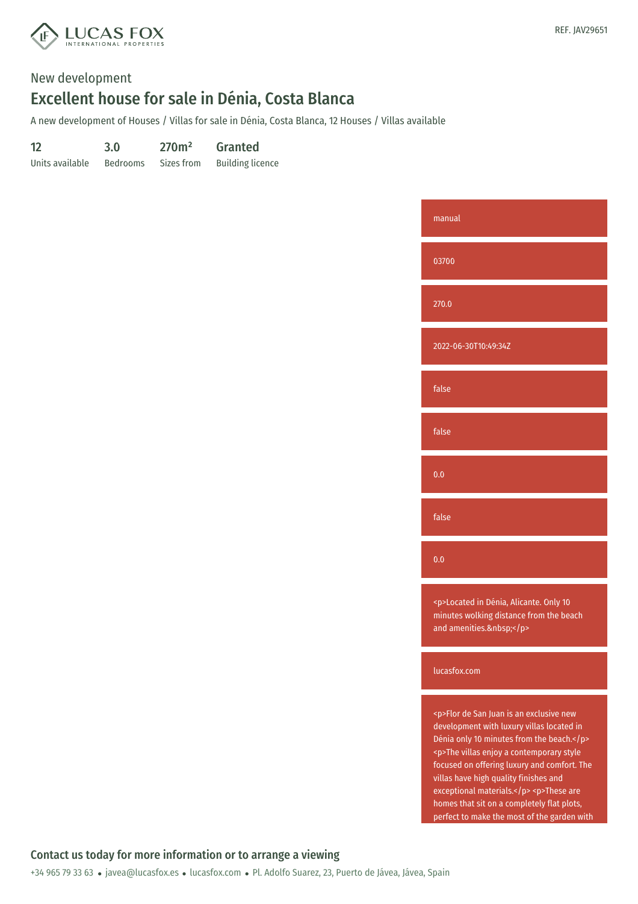REF. JAV29651

## New development

# Excellent house for sale in Dénia, Costa Blanca

A new development of Houses / Villas for sale in Dénia, Costa Blanca, 12 Houses / Villas available

| 12 | 3.0 | 270m² | Granted |
|---|---|---|---|
| Units available | Bedrooms | Sizes from | Building licence |

manual

03700

270.0

2022-06-30T10:49:34Z

false

false

0.0

false

0.0

<p>Located in Dénia, Alicante. Only 10 minutes wolking distance from the beach and amenities.&nbsp;</p>

lucasfox.com

<p>Flor de San Juan is an exclusive new development with luxury villas located in Dénia only 10 minutes from the beach.</p> <p>The villas enjoy a contemporary style focused on offering luxury and comfort. The villas have high quality finishes and exceptional materials.</p> <p>These are homes that sit on a completely flat plots, perfect to make the most of the garden with

**Contact us today for more information or to arrange a viewing**

+34 965 79 33 63 • javea@lucasfox.es • lucasfox.com • Pl. Adolfo Suarez, 23, Puerto de Jávea, Jávea, Spain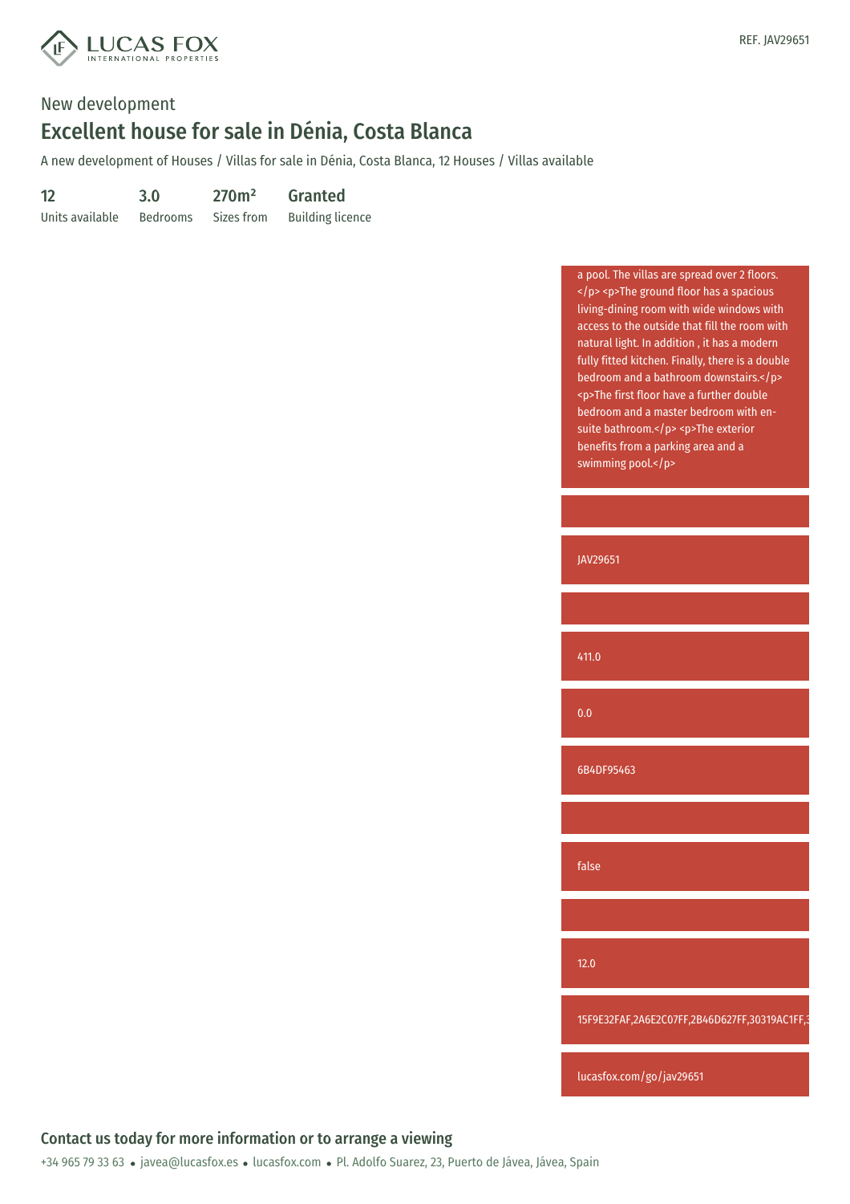# New development

## Excellent house for sale in Dénia, Costa Blanca

A new development of Houses / Villas for sale in Dénia, Costa Blanca, 12 Houses / Villas available

| 12 | 3.0 | 270m² | Granted |
|---|---|---|---|
| Units available | Bedrooms | Sizes from | Building licence |

a pool. The villas are spread over 2 floors.</p> <p>The ground floor has a spacious living-dining room with wide windows with access to the outside that fill the room with natural light. In addition , it has a modern fully fitted kitchen. Finally, there is a double bedroom and a bathroom downstairs.</p> <p>The first floor have a further double bedroom and a master bedroom with en-suite bathroom.</p> <p>The exterior benefits from a parking area and a swimming pool.</p>

JAV29651

411.0

0.0

6B4DF95463

false

12.0

15F9E32FAF,2A6E2C07FF,2B46D627FF,30319AC1FF,3

lucasfox.com/go/jav29651

### Contact us today for more information or to arrange a viewing

+34 965 79 33 63 • javea@lucasfox.es • lucasfox.com • Pl. Adolfo Suarez, 23, Puerto de Jávea, Jávea, Spain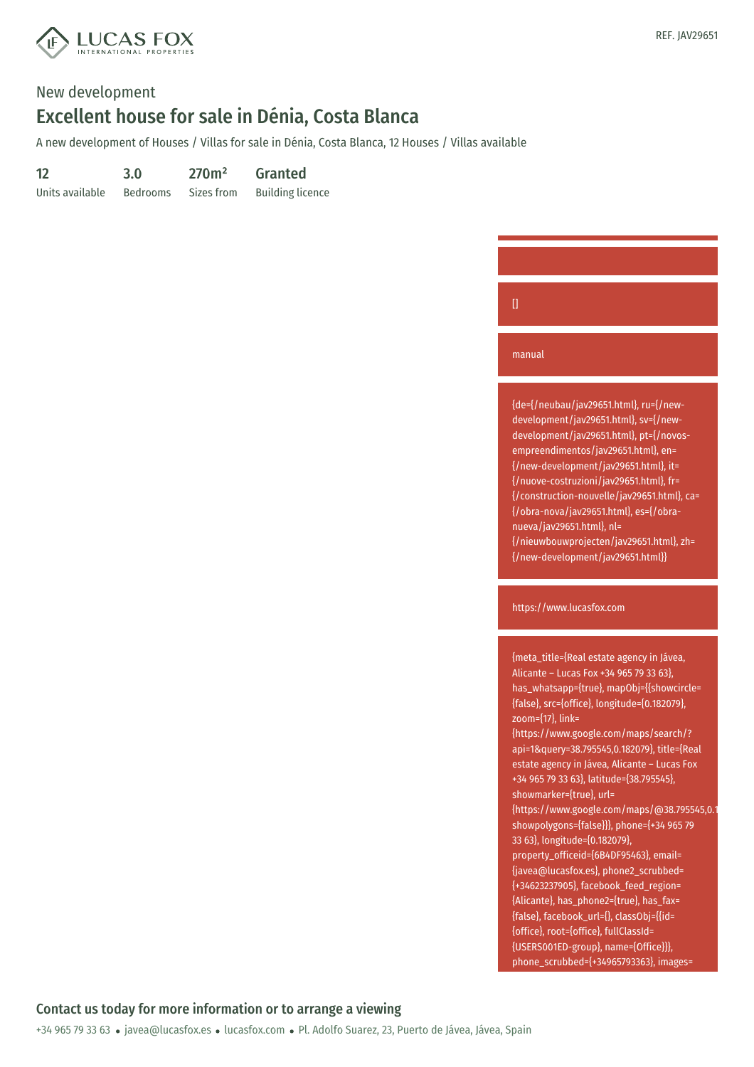REF. JAV29651

New development

# Excellent house for sale in Dénia, Costa Blanca

A new development of Houses / Villas for sale in Dénia, Costa Blanca, 12 Houses / Villas available

| 12 | 3.0 | 270m² | Granted |
|---|---|---|---|
| Units available | Bedrooms | Sizes from | Building licence |

[]

manual

{de={/neubau/jav29651.html}, ru={/new-development/jav29651.html}, sv={/new-development/jav29651.html}, pt={/novos-empreendimentos/jav29651.html}, en={/new-development/jav29651.html}, it={/nuove-costruzioni/jav29651.html}, fr={/construction-nouvelle/jav29651.html}, ca={/obra-nova/jav29651.html}, es={/obra-nueva/jav29651.html}, nl={/nieuwbouwprojecten/jav29651.html}, zh={/new-development/jav29651.html}}

https://www.lucasfox.com

{meta_title={Real estate agency in Jávea, Alicante – Lucas Fox +34 965 79 33 63}, has_whatsapp={true}, mapObj={{showcircle={false}, src={office}, longitude={0.182079}, zoom={17}, link={https://www.google.com/maps/search/?api=1&query=38.795545,0.182079}, title={Real estate agency in Jávea, Alicante – Lucas Fox +34 965 79 33 63}, latitude={38.795545}, showmarker={true}, url={https://www.google.com/maps/@38.795545,0.1 showpolygons={false}}}, phone={+34 965 79 33 63}, longitude={0.182079}, property_officeid={6B4DF95463}, email={javea@lucasfox.es}, phone2_scrubbed={+34623237905}, facebook_feed_region={Alicante}, has_phone2={true}, has_fax={false}, facebook_url={}, classObj={{id={office}, root={office}, fullClassId={USERS001ED-group}, name={Office}}}, phone_scrubbed={+34965793363}, images=

## Contact us today for more information or to arrange a viewing

+34 965 79 33 63 • javea@lucasfox.es • lucasfox.com • Pl. Adolfo Suarez, 23, Puerto de Jávea, Jávea, Spain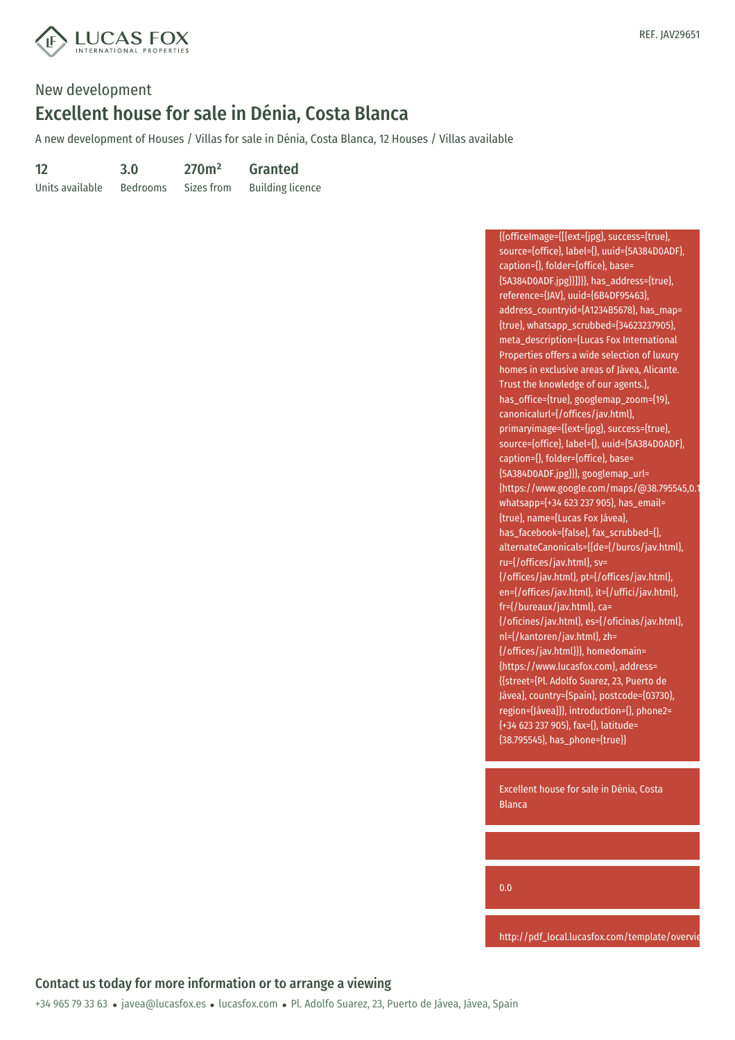New development

# Excellent house for sale in Dénia, Costa Blanca

A new development of Houses / Villas for sale in Dénia, Costa Blanca, 12 Houses / Villas available

| 12 | 3.0 | 270m² | Granted |
| --- | --- | --- | --- |
| Units available | Bedrooms | Sizes from | Building licence |

{{officeImage={[{ext={jpg}, success={true}, source={office}, label={}, uuid={5A384D0ADF}, caption={}, folder={office}, base={5A384D0ADF.jpg}}]}}, has_address={true}, reference={JAV}, uuid={6B4DF95463}, address_countryid={A1234B5678}, has_map={true}, whatsapp_scrubbed={34623237905}, meta_description={Lucas Fox International Properties offers a wide selection of luxury homes in exclusive areas of Jávea, Alicante. Trust the knowledge of our agents.}, has_office={true}, googlemap_zoom={19}, canonicalurl={/offices/jav.html}, primaryimage={{ext={jpg}, success={true}, source={office}, label={}, uuid={5A384D0ADF}, caption={}, folder={office}, base={5A384D0ADF.jpg}}}, googlemap_url={https://www.google.com/maps/@38.795545,0.1 whatsapp={+34 623 237 905}, has_email={true}, name={Lucas Fox Jávea}, has_facebook={false}, fax_scrubbed={}, alternateCanonicals={{de={/buros/jav.html}, ru={/offices/jav.html}, sv={/offices/jav.html}, pt={/offices/jav.html}, en={/offices/jav.html}, it={/uffici/jav.html}, fr={/bureaux/jav.html}, ca={/oficines/jav.html}, es={/oficinas/jav.html}, nl={/kantoren/jav.html}, zh={/offices/jav.html}}}, homedomain={https://www.lucasfox.com}, address={{street={Pl. Adolfo Suarez, 23, Puerto de Jávea}, country={Spain}, postcode={03730}, region={Jávea}}}, introduction={}, phone2={+34 623 237 905}, fax={}, latitude={38.795545}, has_phone={true}}

Excellent house for sale in Dénia, Costa Blanca

0.0

http://pdf_local.lucasfox.com/template/overvie

## Contact us today for more information or to arrange a viewing

+34 965 79 33 63 • javea@lucasfox.es • lucasfox.com • Pl. Adolfo Suarez, 23, Puerto de Jávea, Jávea, Spain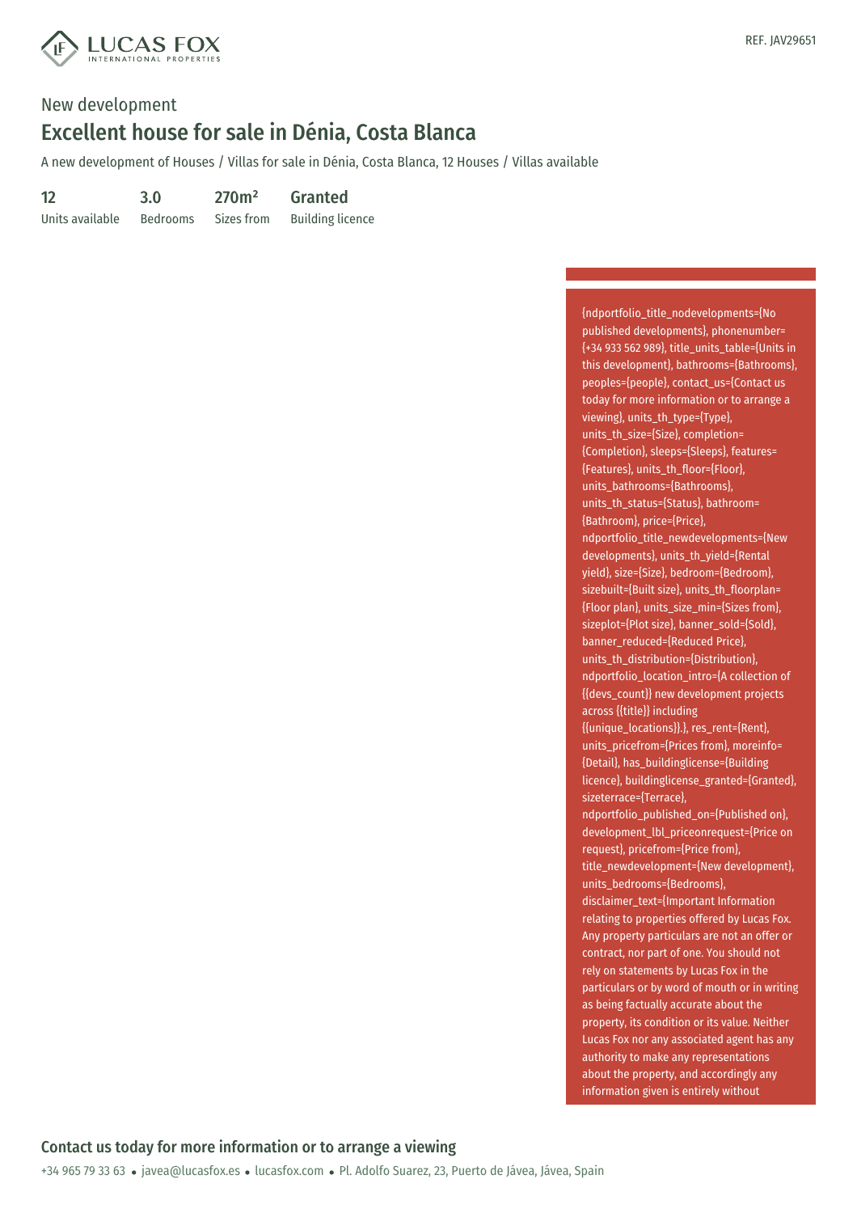REF. JAV29651

New development

# Excellent house for sale in Dénia, Costa Blanca

A new development of Houses / Villas for sale in Dénia, Costa Blanca, 12 Houses / Villas available

| 12 | 3.0 | 270m² | Granted |
|---|---|---|---|
| Units available | Bedrooms | Sizes from | Building licence |

{ndportfolio_title_nodevelopments={No published developments}, phonenumber={+34 933 562 989}, title_units_table={Units in this development}, bathrooms={Bathrooms}, peoples={people}, contact_us={Contact us today for more information or to arrange a viewing}, units_th_type={Type}, units_th_size={Size}, completion={Completion}, sleeps={Sleeps}, features={Features}, units_th_floor={Floor}, units_bathrooms={Bathrooms}, units_th_status={Status}, bathroom={Bathroom}, price={Price}, ndportfolio_title_newdevelopments={New developments}, units_th_yield={Rental yield}, size={Size}, bedroom={Bedroom}, sizebuilt={Built size}, units_th_floorplan={Floor plan}, units_size_min={Sizes from}, sizeplot={Plot size}, banner_sold={Sold}, banner_reduced={Reduced Price}, units_th_distribution={Distribution}, ndportfolio_location_intro={A collection of {{devs_count}} new development projects across {{title}} including {{unique_locations}}.}, res_rent={Rent}, units_pricefrom={Prices from}, moreinfo={Detail}, has_buildinglicense={Building licence}, buildinglicense_granted={Granted}, sizeterrace={Terrace}, ndportfolio_published_on={Published on}, development_lbl_priceonrequest={Price on request}, pricefrom={Price from}, title_newdevelopment={New development}, units_bedrooms={Bedrooms}, disclaimer_text={Important Information relating to properties offered by Lucas Fox. Any property particulars are not an offer or contract, nor part of one. You should not rely on statements by Lucas Fox in the particulars or by word of mouth or in writing as being factually accurate about the property, its condition or its value. Neither Lucas Fox nor any associated agent has any authority to make any representations about the property, and accordingly any information given is entirely without

## Contact us today for more information or to arrange a viewing

+34 965 79 33 63 • javea@lucasfox.es • lucasfox.com • Pl. Adolfo Suarez, 23, Puerto de Jávea, Jávea, Spain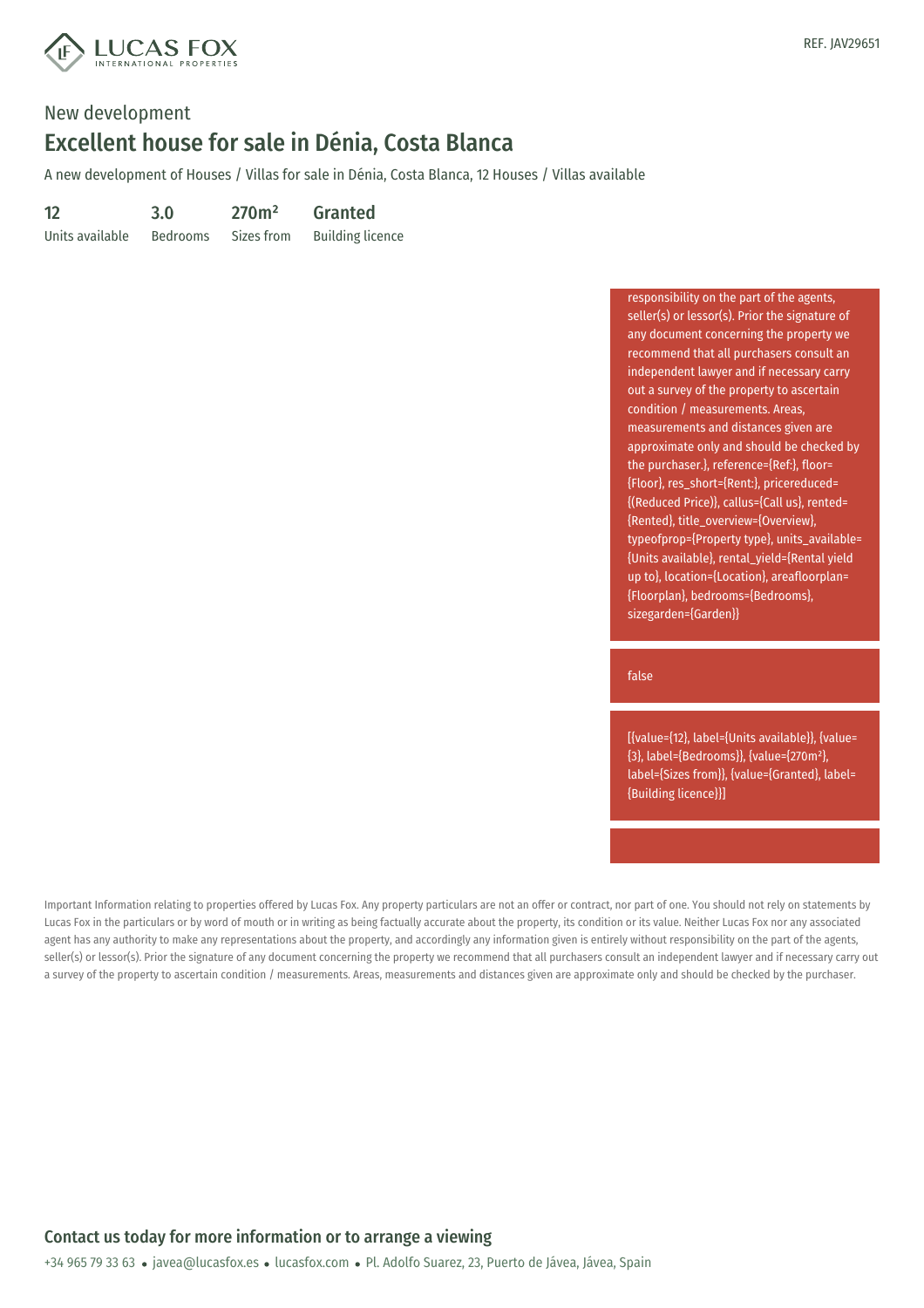REF. JAV29651

New development

# Excellent house for sale in Dénia, Costa Blanca

A new development of Houses / Villas for sale in Dénia, Costa Blanca, 12 Houses / Villas available

| 12 | 3.0 | 270m² | Granted |
| --- | --- | --- | --- |
| Units available | Bedrooms | Sizes from | Building licence |

responsibility on the part of the agents, seller(s) or lessor(s). Prior the signature of any document concerning the property we recommend that all purchasers consult an independent lawyer and if necessary carry out a survey of the property to ascertain condition / measurements. Areas, measurements and distances given are approximate only and should be checked by the purchaser.}, reference={Ref:}, floor={Floor}, res_short={Rent:}, pricereduced={(Reduced Price)}, callus={Call us}, rented={Rented}, title_overview={Overview}, typeofprop={Property type}, units_available={Units available}, rental_yield={Rental yield up to}, location={Location}, areafloorplan={Floorplan}, bedrooms={Bedrooms}, sizegarden={Garden}}

false

[{value={12}, label={Units available}}, {value={3}, label={Bedrooms}}, {value={270m²}, label={Sizes from}}, {value={Granted}, label={Building licence}}]

Important Information relating to properties offered by Lucas Fox. Any property particulars are not an offer or contract, nor part of one. You should not rely on statements by Lucas Fox in the particulars or by word of mouth or in writing as being factually accurate about the property, its condition or its value. Neither Lucas Fox nor any associated agent has any authority to make any representations about the property, and accordingly any information given is entirely without responsibility on the part of the agents, seller(s) or lessor(s). Prior the signature of any document concerning the property we recommend that all purchasers consult an independent lawyer and if necessary carry out a survey of the property to ascertain condition / measurements. Areas, measurements and distances given are approximate only and should be checked by the purchaser.

## Contact us today for more information or to arrange a viewing

+34 965 79 33 63 • javea@lucasfox.es • lucasfox.com • Pl. Adolfo Suarez, 23, Puerto de Jávea, Jávea, Spain